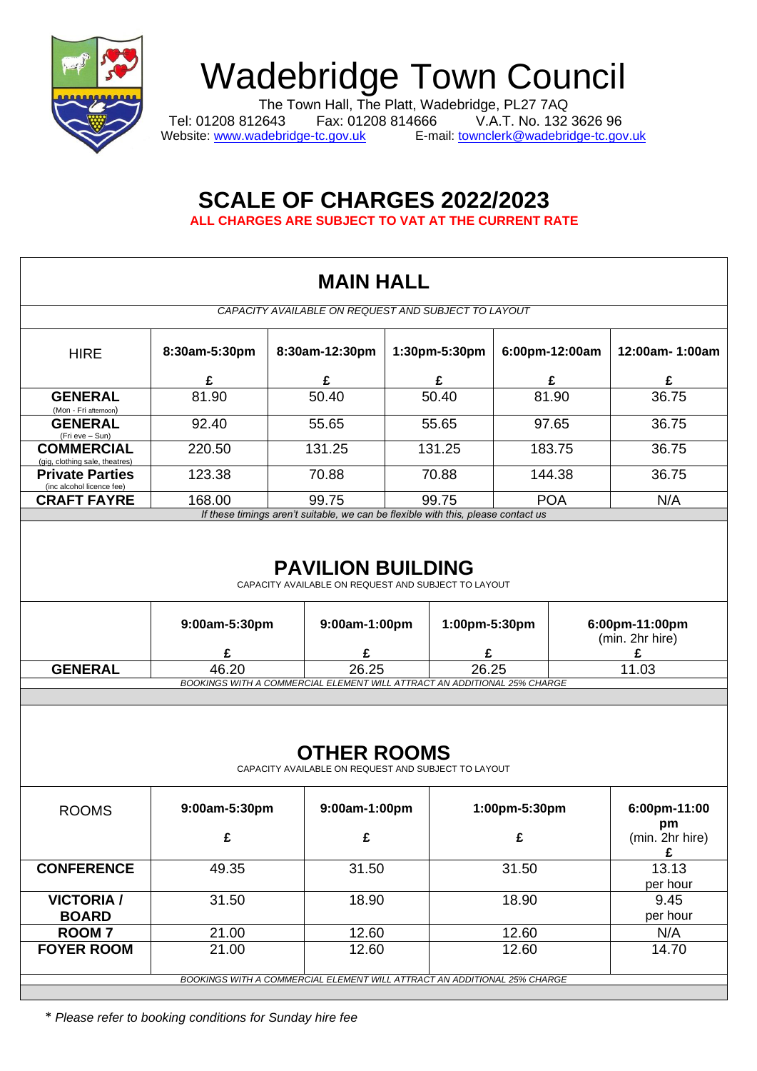# Wadebridge Town Council

The Town Hall, The Platt, Wadebridge, PL27 7AQ
Tel: 01208 812643 Fax: 01208 814666 V.A.T. No. 132 3626 96
Website: www.wadebridge-tc.gov.uk E-mail: townclerk@wadebridge-tc.gov.uk

## SCALE OF CHARGES 2022/2023

**ALL CHARGES ARE SUBJECT TO VAT AT THE CURRENT RATE**

## MAIN HALL

*CAPACITY AVAILABLE ON REQUEST AND SUBJECT TO LAYOUT*

| HIRE | 8:30am-5:30pm £ | 8:30am-12:30pm £ | 1:30pm-5:30pm £ | 6:00pm-12:00am £ | 12:00am- 1:00am £ |
|---|---|---|---|---|---|
| **GENERAL** (Mon - Fri afternoon) | 81.90 | 50.40 | 50.40 | 81.90 | 36.75 |
| **GENERAL** (Fri eve – Sun) | 92.40 | 55.65 | 55.65 | 97.65 | 36.75 |
| **COMMERCIAL** (gig, clothing sale, theatres) | 220.50 | 131.25 | 131.25 | 183.75 | 36.75 |
| **Private Parties** (inc alcohol licence fee) | 123.38 | 70.88 | 70.88 | 144.38 | 36.75 |
| **CRAFT FAYRE** | 168.00 | 99.75 | 99.75 | POA | N/A |

*If these timings aren't suitable, we can be flexible with this, please contact us*

## PAVILION BUILDING

CAPACITY AVAILABLE ON REQUEST AND SUBJECT TO LAYOUT

| | 9:00am-5:30pm £ | 9:00am-1:00pm £ | 1:00pm-5:30pm £ | 6:00pm-11:00pm (min. 2hr hire) £ |
|---|---|---|---|---|
| **GENERAL** | 46.20 | 26.25 | 26.25 | 11.03 |

*BOOKINGS WITH A COMMERCIAL ELEMENT WILL ATTRACT AN ADDITIONAL 25% CHARGE*

## OTHER ROOMS

CAPACITY AVAILABLE ON REQUEST AND SUBJECT TO LAYOUT

| ROOMS | 9:00am-5:30pm £ | 9:00am-1:00pm £ | 1:00pm-5:30pm £ | 6:00pm-11:00 pm (min. 2hr hire) £ |
|---|---|---|---|---|
| **CONFERENCE** | 49.35 | 31.50 | 31.50 | 13.13 per hour |
| **VICTORIA / BOARD** | 31.50 | 18.90 | 18.90 | 9.45 per hour |
| **ROOM 7** | 21.00 | 12.60 | 12.60 | N/A |
| **FOYER ROOM** | 21.00 | 12.60 | 12.60 | 14.70 |

*BOOKINGS WITH A COMMERCIAL ELEMENT WILL ATTRACT AN ADDITIONAL 25% CHARGE*

\* *Please refer to booking conditions for Sunday hire fee*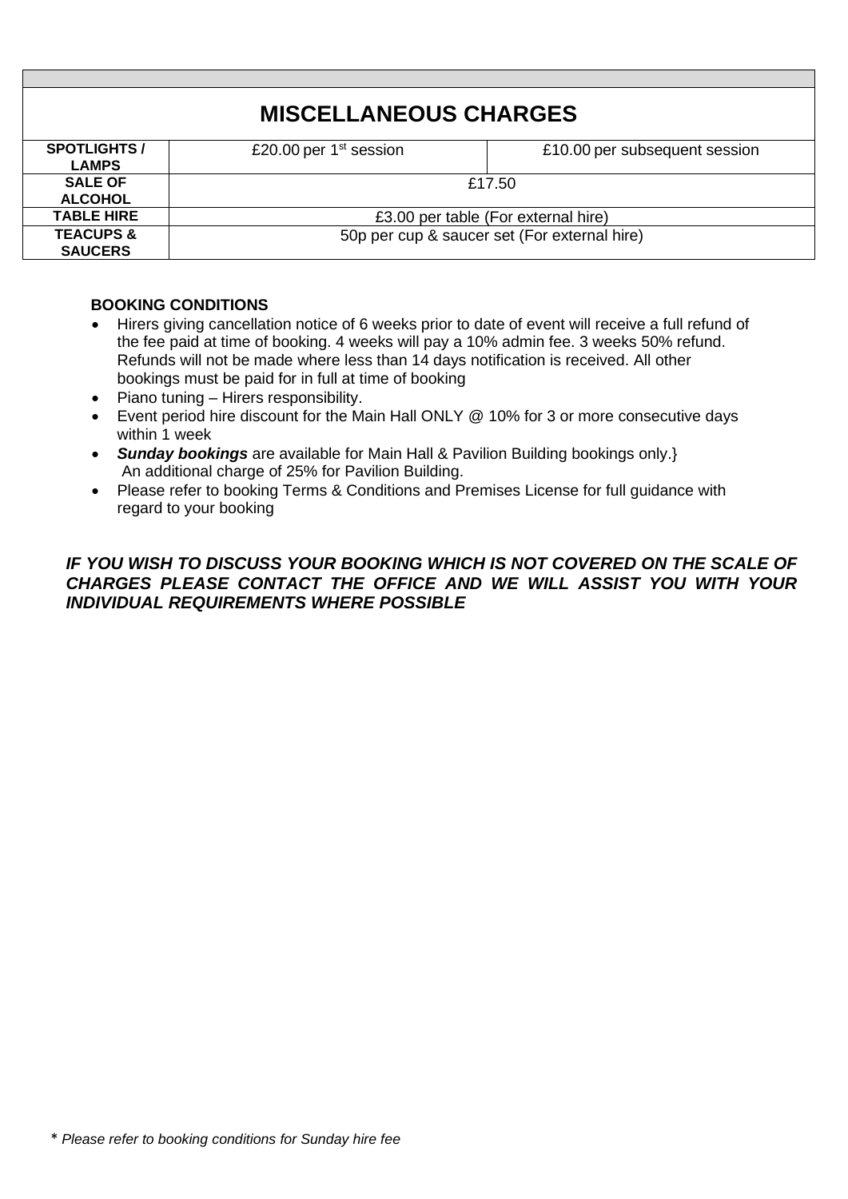## MISCELLANEOUS CHARGES

| | | |
|---|---|---|
| **SPOTLIGHTS / LAMPS** | £20.00 per 1st session | £10.00 per subsequent session |
| **SALE OF ALCOHOL** | £17.50 | |
| **TABLE HIRE** | £3.00 per table (For external hire) | |
| **TEACUPS & SAUCERS** | 50p per cup & saucer set (For external hire) | |

**BOOKING CONDITIONS**

- Hirers giving cancellation notice of 6 weeks prior to date of event will receive a full refund of the fee paid at time of booking. 4 weeks will pay a 10% admin fee. 3 weeks 50% refund. Refunds will not be made where less than 14 days notification is received. All other bookings must be paid for in full at time of booking
- Piano tuning – Hirers responsibility.
- Event period hire discount for the Main Hall ONLY @ 10% for 3 or more consecutive days within 1 week
- ***Sunday bookings*** are available for Main Hall & Pavilion Building bookings only.} An additional charge of 25% for Pavilion Building.
- Please refer to booking Terms & Conditions and Premises License for full guidance with regard to your booking

***IF YOU WISH TO DISCUSS YOUR BOOKING WHICH IS NOT COVERED ON THE SCALE OF CHARGES PLEASE CONTACT THE OFFICE AND WE WILL ASSIST YOU WITH YOUR INDIVIDUAL REQUIREMENTS WHERE POSSIBLE***

\* *Please refer to booking conditions for Sunday hire fee*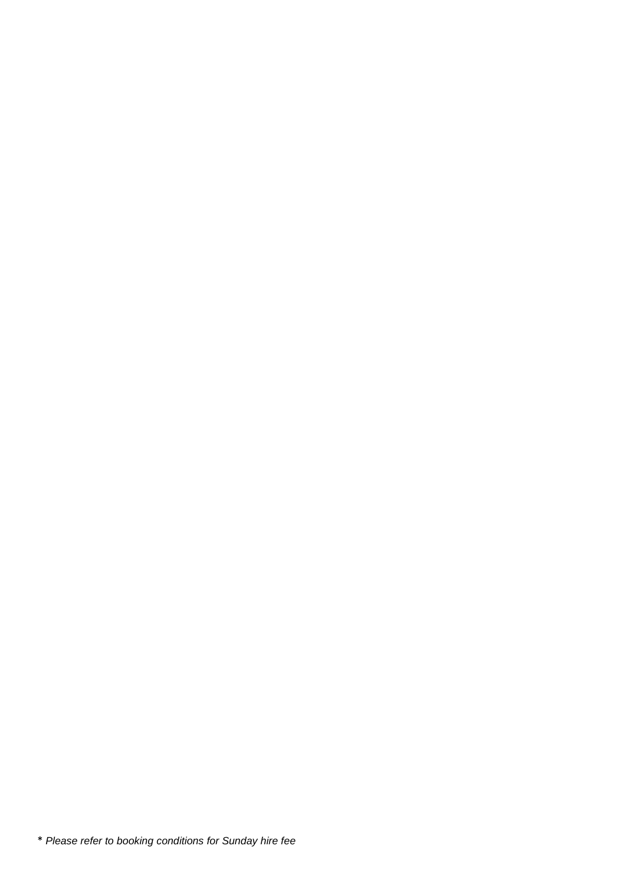* *Please refer to booking conditions for Sunday hire fee*